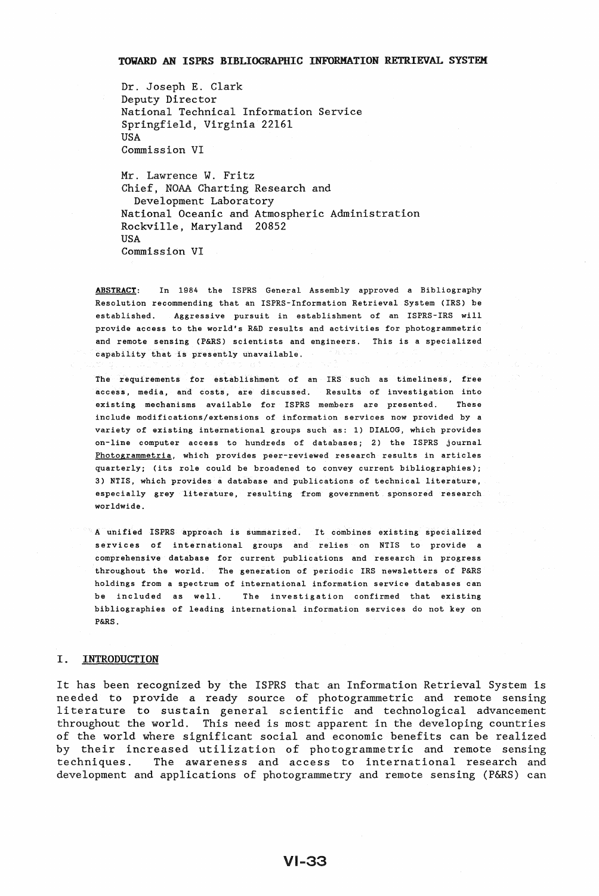# TOWARD AN ISPRS BIBLIOGRAPHIC INFORMATION RETRIEVAL SYSTEM

Dr. Joseph E. Clark
Deputy Director
National Technical Information Service
Springfield, Virginia 22161
USA
Commission VI

Mr. Lawrence W. Fritz
Chief, NOAA Charting Research and
Development Laboratory
National Oceanic and Atmospheric Administration
Rockville, Maryland 20852
USA
Commission VI

**ABSTRACT**: In 1984 the ISPRS General Assembly approved a Bibliography Resolution recommending that an ISPRS-Information Retrieval System (IRS) be established. Aggressive pursuit in establishment of an ISPRS-IRS will provide access to the world's R&D results and activities for photogrammetric and remote sensing (P&RS) scientists and engineers. This is a specialized capability that is presently unavailable.

The requirements for establishment of an IRS such as timeliness, free access, media, and costs, are discussed. Results of investigation into existing mechanisms available for ISPRS members are presented. These include modifications/extensions of information services now provided by a variety of existing international groups such as: 1) DIALOG, which provides on-line computer access to hundreds of databases; 2) the ISPRS journal Photogrammetria, which provides peer-reviewed research results in articles quarterly; (its role could be broadened to convey current bibliographies); 3) NTIS, which provides a database and publications of technical literature, especially grey literature, resulting from government sponsored research worldwide.

A unified ISPRS approach is summarized. It combines existing specialized services of international groups and relies on NTIS to provide a comprehensive database for current publications and research in progress throughout the world. The generation of periodic IRS newsletters of P&RS holdings from a spectrum of international information service databases can be included as well. The investigation confirmed that existing bibliographies of leading international information services do not key on P&RS.

## I. INTRODUCTION

It has been recognized by the ISPRS that an Information Retrieval System is needed to provide a ready source of photogrammetric and remote sensing literature to sustain general scientific and technological advancement throughout the world. This need is most apparent in the developing countries of the world where significant social and economic benefits can be realized by their increased utilization of photogrammetric and remote sensing techniques. The awareness and access to international research and development and applications of photogrammetry and remote sensing (P&RS) can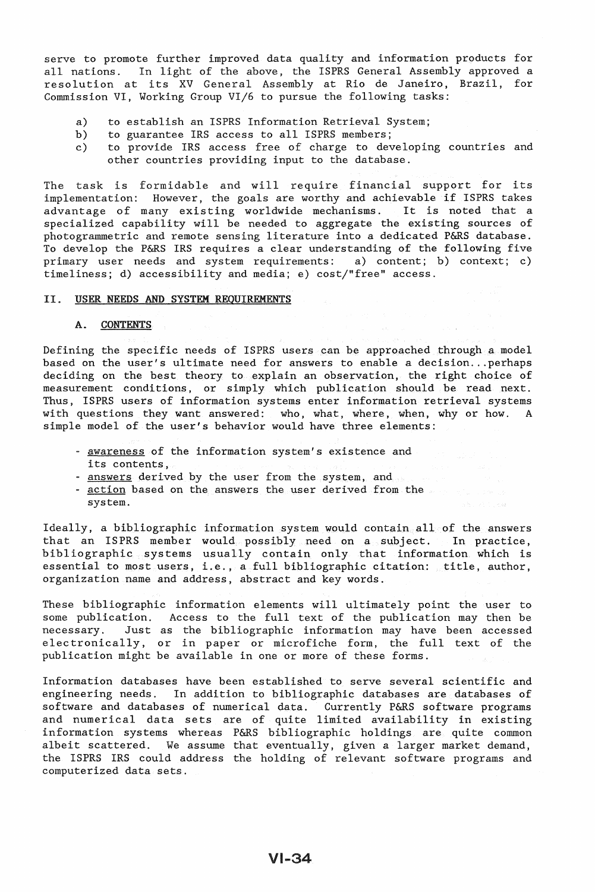serve to promote further improved data quality and information products for all nations. In light of the above, the ISPRS General Assembly approved a resolution at its XV General Assembly at Rio de Janeiro, Brazil, for Commission VI, Working Group VI/6 to pursue the following tasks:

a) to establish an ISPRS Information Retrieval System;
b) to guarantee IRS access to all ISPRS members;
c) to provide IRS access free of charge to developing countries and other countries providing input to the database.

The task is formidable and will require financial support for its implementation: However, the goals are worthy and achievable if ISPRS takes advantage of many existing worldwide mechanisms. It is noted that a specialized capability will be needed to aggregate the existing sources of photogrammetric and remote sensing literature into a dedicated P&RS database. To develop the P&RS IRS requires a clear understanding of the following five primary user needs and system requirements: a) content; b) context; c) timeliness; d) accessibility and media; e) cost/"free" access.

## II. USER NEEDS AND SYSTEM REQUIREMENTS

### A. CONTENTS

Defining the specific needs of ISPRS users can be approached through a model based on the user's ultimate need for answers to enable a decision...perhaps deciding on the best theory to explain an observation, the right choice of measurement conditions, or simply which publication should be read next. Thus, ISPRS users of information systems enter information retrieval systems with questions they want answered: who, what, where, when, why or how. A simple model of the user's behavior would have three elements:

- awareness of the information system's existence and its contents,
- answers derived by the user from the system, and
- action based on the answers the user derived from the system.

Ideally, a bibliographic information system would contain all of the answers that an ISPRS member would possibly need on a subject. In practice, bibliographic systems usually contain only that information which is essential to most users, i.e., a full bibliographic citation: title, author, organization name and address, abstract and key words.

These bibliographic information elements will ultimately point the user to some publication. Access to the full text of the publication may then be necessary. Just as the bibliographic information may have been accessed electronically, or in paper or microfiche form, the full text of the publication might be available in one or more of these forms.

Information databases have been established to serve several scientific and engineering needs. In addition to bibliographic databases are databases of software and databases of numerical data. Currently P&RS software programs and numerical data sets are of quite limited availability in existing information systems whereas P&RS bibliographic holdings are quite common albeit scattered. We assume that eventually, given a larger market demand, the ISPRS IRS could address the holding of relevant software programs and computerized data sets.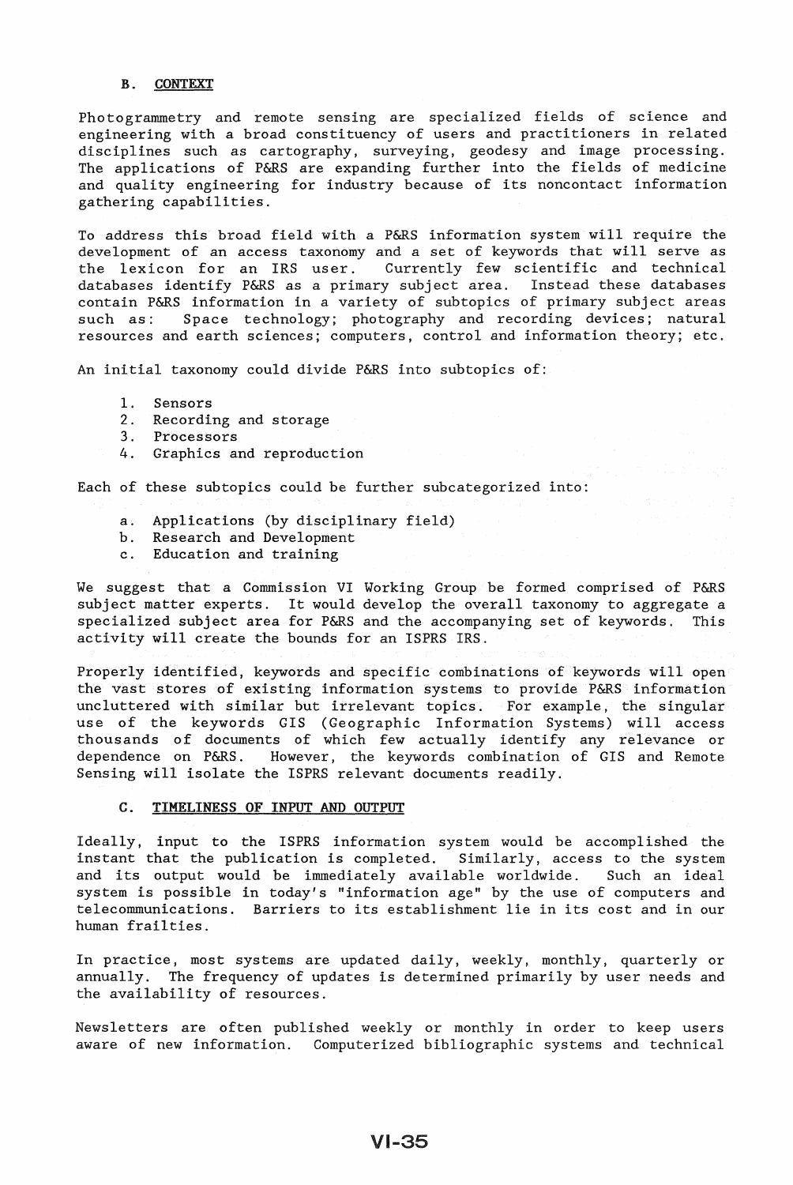### B. CONTEXT

Photogrammetry and remote sensing are specialized fields of science and engineering with a broad constituency of users and practitioners in related disciplines such as cartography, surveying, geodesy and image processing. The applications of P&RS are expanding further into the fields of medicine and quality engineering for industry because of its noncontact information gathering capabilities.

To address this broad field with a P&RS information system will require the development of an access taxonomy and a set of keywords that will serve as the lexicon for an IRS user. Currently few scientific and technical databases identify P&RS as a primary subject area. Instead these databases contain P&RS information in a variety of subtopics of primary subject areas such as: Space technology; photography and recording devices; natural resources and earth sciences; computers, control and information theory; etc.

An initial taxonomy could divide P&RS into subtopics of:

1. Sensors
2. Recording and storage
3. Processors
4. Graphics and reproduction

Each of these subtopics could be further subcategorized into:

a. Applications (by disciplinary field)
b. Research and Development
c. Education and training

We suggest that a Commission VI Working Group be formed comprised of P&RS subject matter experts. It would develop the overall taxonomy to aggregate a specialized subject area for P&RS and the accompanying set of keywords. This activity will create the bounds for an ISPRS IRS.

Properly identified, keywords and specific combinations of keywords will open the vast stores of existing information systems to provide P&RS information uncluttered with similar but irrelevant topics. For example, the singular use of the keywords GIS (Geographic Information Systems) will access thousands of documents of which few actually identify any relevance or dependence on P&RS. However, the keywords combination of GIS and Remote Sensing will isolate the ISPRS relevant documents readily.

### C. TIMELINESS OF INPUT AND OUTPUT

Ideally, input to the ISPRS information system would be accomplished the instant that the publication is completed. Similarly, access to the system and its output would be immediately available worldwide. Such an ideal system is possible in today's "information age" by the use of computers and telecommunications. Barriers to its establishment lie in its cost and in our human frailties.

In practice, most systems are updated daily, weekly, monthly, quarterly or annually. The frequency of updates is determined primarily by user needs and the availability of resources.

Newsletters are often published weekly or monthly in order to keep users aware of new information. Computerized bibliographic systems and technical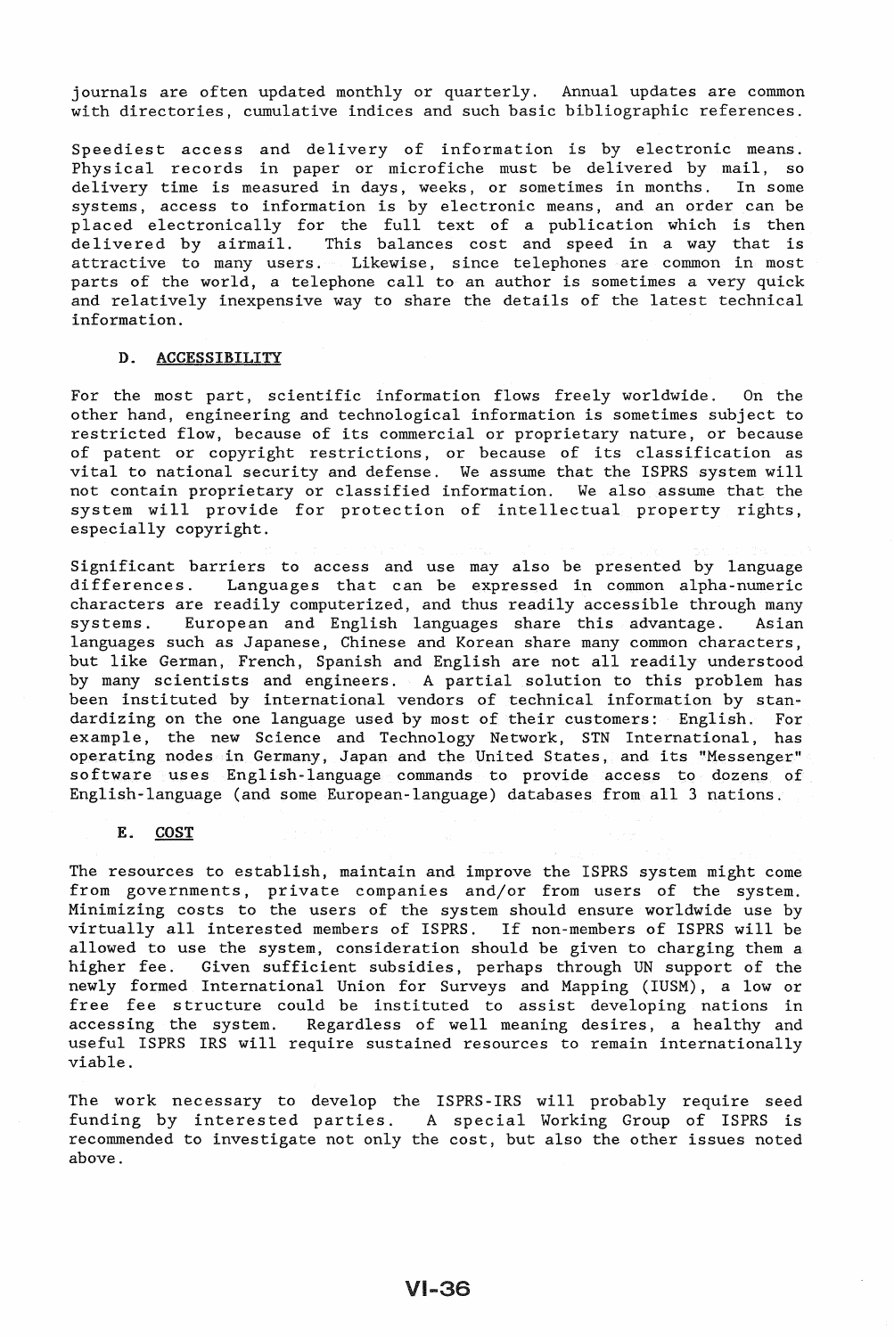journals are often updated monthly or quarterly. Annual updates are common with directories, cumulative indices and such basic bibliographic references.

Speediest access and delivery of information is by electronic means. Physical records in paper or microfiche must be delivered by mail, so delivery time is measured in days, weeks, or sometimes in months. In some systems, access to information is by electronic means, and an order can be placed electronically for the full text of a publication which is then delivered by airmail. This balances cost and speed in a way that is attractive to many users. Likewise, since telephones are common in most parts of the world, a telephone call to an author is sometimes a very quick and relatively inexpensive way to share the details of the latest technical information.

### D. ACCESSIBILITY

For the most part, scientific information flows freely worldwide. On the other hand, engineering and technological information is sometimes subject to restricted flow, because of its commercial or proprietary nature, or because of patent or copyright restrictions, or because of its classification as vital to national security and defense. We assume that the ISPRS system will not contain proprietary or classified information. We also assume that the system will provide for protection of intellectual property rights, especially copyright.

Significant barriers to access and use may also be presented by language differences. Languages that can be expressed in common alpha-numeric characters are readily computerized, and thus readily accessible through many systems. European and English languages share this advantage. Asian languages such as Japanese, Chinese and Korean share many common characters, but like German, French, Spanish and English are not all readily understood by many scientists and engineers. A partial solution to this problem has been instituted by international vendors of technical information by standardizing on the one language used by most of their customers: English. For example, the new Science and Technology Network, STN International, has operating nodes in Germany, Japan and the United States, and its "Messenger" software uses English-language commands to provide access to dozens of English-language (and some European-language) databases from all 3 nations.

### E. COST

The resources to establish, maintain and improve the ISPRS system might come from governments, private companies and/or from users of the system. Minimizing costs to the users of the system should ensure worldwide use by virtually all interested members of ISPRS. If non-members of ISPRS will be allowed to use the system, consideration should be given to charging them a higher fee. Given sufficient subsidies, perhaps through UN support of the newly formed International Union for Surveys and Mapping (IUSM), a low or free fee structure could be instituted to assist developing nations in accessing the system. Regardless of well meaning desires, a healthy and useful ISPRS IRS will require sustained resources to remain internationally viable.

The work necessary to develop the ISPRS-IRS will probably require seed funding by interested parties. A special Working Group of ISPRS is recommended to investigate not only the cost, but also the other issues noted above.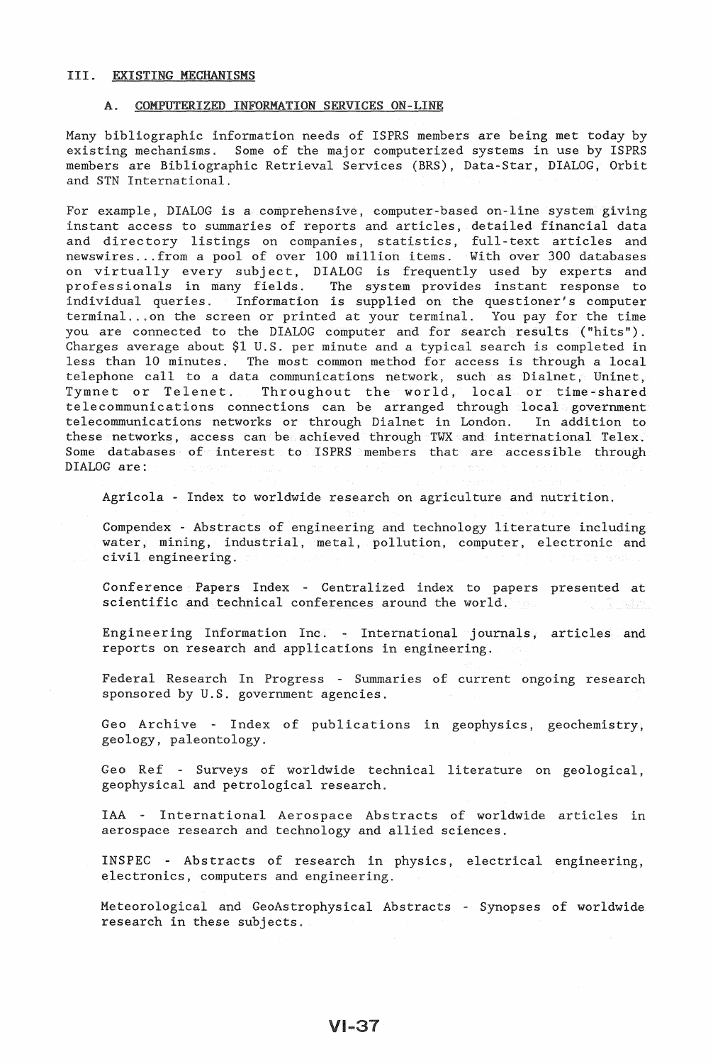## III. EXISTING MECHANISMS

### A. COMPUTERIZED INFORMATION SERVICES ON-LINE

Many bibliographic information needs of ISPRS members are being met today by existing mechanisms. Some of the major computerized systems in use by ISPRS members are Bibliographic Retrieval Services (BRS), Data-Star, DIALOG, Orbit and STN International.

For example, DIALOG is a comprehensive, computer-based on-line system giving instant access to summaries of reports and articles, detailed financial data and directory listings on companies, statistics, full-text articles and newswires...from a pool of over 100 million items. With over 300 databases on virtually every subject, DIALOG is frequently used by experts and professionals in many fields. The system provides instant response to individual queries. Information is supplied on the questioner's computer terminal...on the screen or printed at your terminal. You pay for the time you are connected to the DIALOG computer and for search results ("hits"). Charges average about $1 U.S. per minute and a typical search is completed in less than 10 minutes. The most common method for access is through a local telephone call to a data communications network, such as Dialnet, Uninet, Tymnet or Telenet. Throughout the world, local or time-shared telecommunications connections can be arranged through local government telecommunications networks or through Dialnet in London. In addition to these networks, access can be achieved through TWX and international Telex. Some databases of interest to ISPRS members that are accessible through DIALOG are:

Agricola - Index to worldwide research on agriculture and nutrition.

Compendex - Abstracts of engineering and technology literature including water, mining, industrial, metal, pollution, computer, electronic and civil engineering.

Conference Papers Index - Centralized index to papers presented at scientific and technical conferences around the world.

Engineering Information Inc. - International journals, articles and reports on research and applications in engineering.

Federal Research In Progress - Summaries of current ongoing research sponsored by U.S. government agencies.

Geo Archive - Index of publications in geophysics, geochemistry, geology, paleontology.

Geo Ref - Surveys of worldwide technical literature on geological, geophysical and petrological research.

IAA - International Aerospace Abstracts of worldwide articles in aerospace research and technology and allied sciences.

INSPEC - Abstracts of research in physics, electrical engineering, electronics, computers and engineering.

Meteorological and GeoAstrophysical Abstracts - Synopses of worldwide research in these subjects.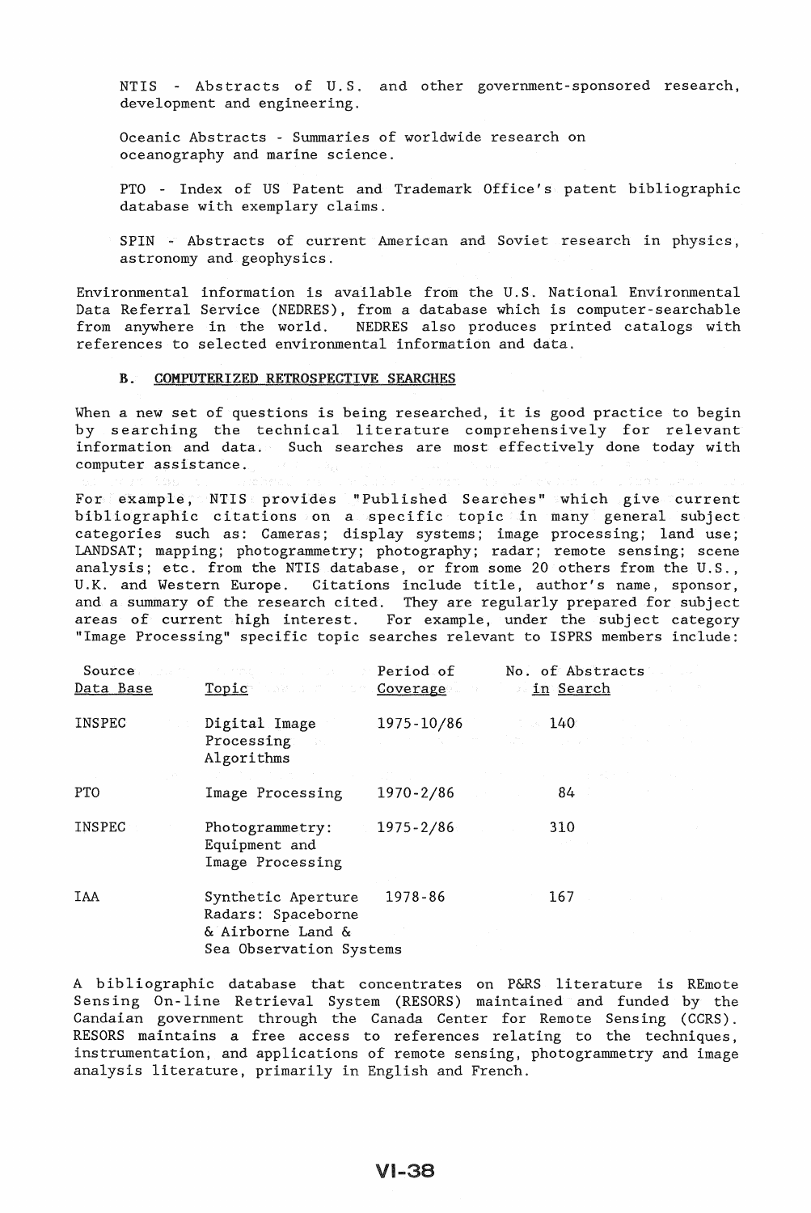NTIS - Abstracts of U.S. and other government-sponsored research, development and engineering.

Oceanic Abstracts - Summaries of worldwide research on oceanography and marine science.

PTO - Index of US Patent and Trademark Office's patent bibliographic database with exemplary claims.

SPIN - Abstracts of current American and Soviet research in physics, astronomy and geophysics.

Environmental information is available from the U.S. National Environmental Data Referral Service (NEDRES), from a database which is computer-searchable from anywhere in the world. NEDRES also produces printed catalogs with references to selected environmental information and data.

### B. COMPUTERIZED RETROSPECTIVE SEARCHES

When a new set of questions is being researched, it is good practice to begin by searching the technical literature comprehensively for relevant information and data. Such searches are most effectively done today with computer assistance.

For example, NTIS provides "Published Searches" which give current bibliographic citations on a specific topic in many general subject categories such as: Cameras; display systems; image processing; land use; LANDSAT; mapping; photogrammetry; photography; radar; remote sensing; scene analysis; etc. from the NTIS database, or from some 20 others from the U.S., U.K. and Western Europe. Citations include title, author's name, sponsor, and a summary of the research cited. They are regularly prepared for subject areas of current high interest. For example, under the subject category "Image Processing" specific topic searches relevant to ISPRS members include:

| Source Data Base | Topic | Period of Coverage | No. of Abstracts in Search |
|---|---|---|---|
| INSPEC | Digital Image Processing Algorithms | 1975-10/86 | 140 |
| PTO | Image Processing | 1970-2/86 | 84 |
| INSPEC | Photogrammetry: Equipment and Image Processing | 1975-2/86 | 310 |
| IAA | Synthetic Aperture Radars: Spaceborne & Airborne Land & Sea Observation Systems | 1978-86 | 167 |

A bibliographic database that concentrates on P&RS literature is REmote Sensing On-line Retrieval System (RESORS) maintained and funded by the Candaian government through the Canada Center for Remote Sensing (CCRS). RESORS maintains a free access to references relating to the techniques, instrumentation, and applications of remote sensing, photogrammetry and image analysis literature, primarily in English and French.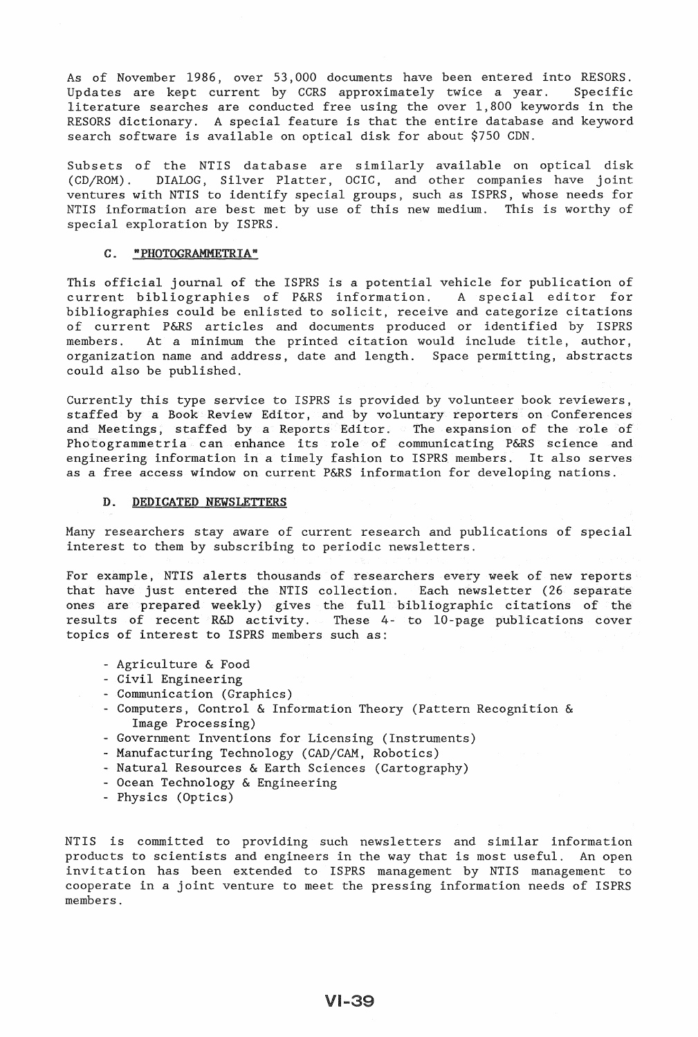As of November 1986, over 53,000 documents have been entered into RESORS. Updates are kept current by CCRS approximately twice a year. Specific literature searches are conducted free using the over 1,800 keywords in the RESORS dictionary. A special feature is that the entire database and keyword search software is available on optical disk for about $750 CDN.

Subsets of the NTIS database are similarly available on optical disk (CD/ROM). DIALOG, Silver Platter, OCIC, and other companies have joint ventures with NTIS to identify special groups, such as ISPRS, whose needs for NTIS information are best met by use of this new medium. This is worthy of special exploration by ISPRS.

### C. "PHOTOGRAMMETRIA"

This official journal of the ISPRS is a potential vehicle for publication of current bibliographies of P&RS information. A special editor for bibliographies could be enlisted to solicit, receive and categorize citations of current P&RS articles and documents produced or identified by ISPRS members. At a minimum the printed citation would include title, author, organization name and address, date and length. Space permitting, abstracts could also be published.

Currently this type service to ISPRS is provided by volunteer book reviewers, staffed by a Book Review Editor, and by voluntary reporters on Conferences and Meetings, staffed by a Reports Editor. The expansion of the role of Photogrammetria can enhance its role of communicating P&RS science and engineering information in a timely fashion to ISPRS members. It also serves as a free access window on current P&RS information for developing nations.

### D. DEDICATED NEWSLETTERS

Many researchers stay aware of current research and publications of special interest to them by subscribing to periodic newsletters.

For example, NTIS alerts thousands of researchers every week of new reports that have just entered the NTIS collection. Each newsletter (26 separate ones are prepared weekly) gives the full bibliographic citations of the results of recent R&D activity. These 4- to 10-page publications cover topics of interest to ISPRS members such as:

- Agriculture & Food
- Civil Engineering
- Communication (Graphics)
- Computers, Control & Information Theory (Pattern Recognition & Image Processing)
- Government Inventions for Licensing (Instruments)
- Manufacturing Technology (CAD/CAM, Robotics)
- Natural Resources & Earth Sciences (Cartography)
- Ocean Technology & Engineering
- Physics (Optics)

NTIS is committed to providing such newsletters and similar information products to scientists and engineers in the way that is most useful. An open invitation has been extended to ISPRS management by NTIS management to cooperate in a joint venture to meet the pressing information needs of ISPRS members.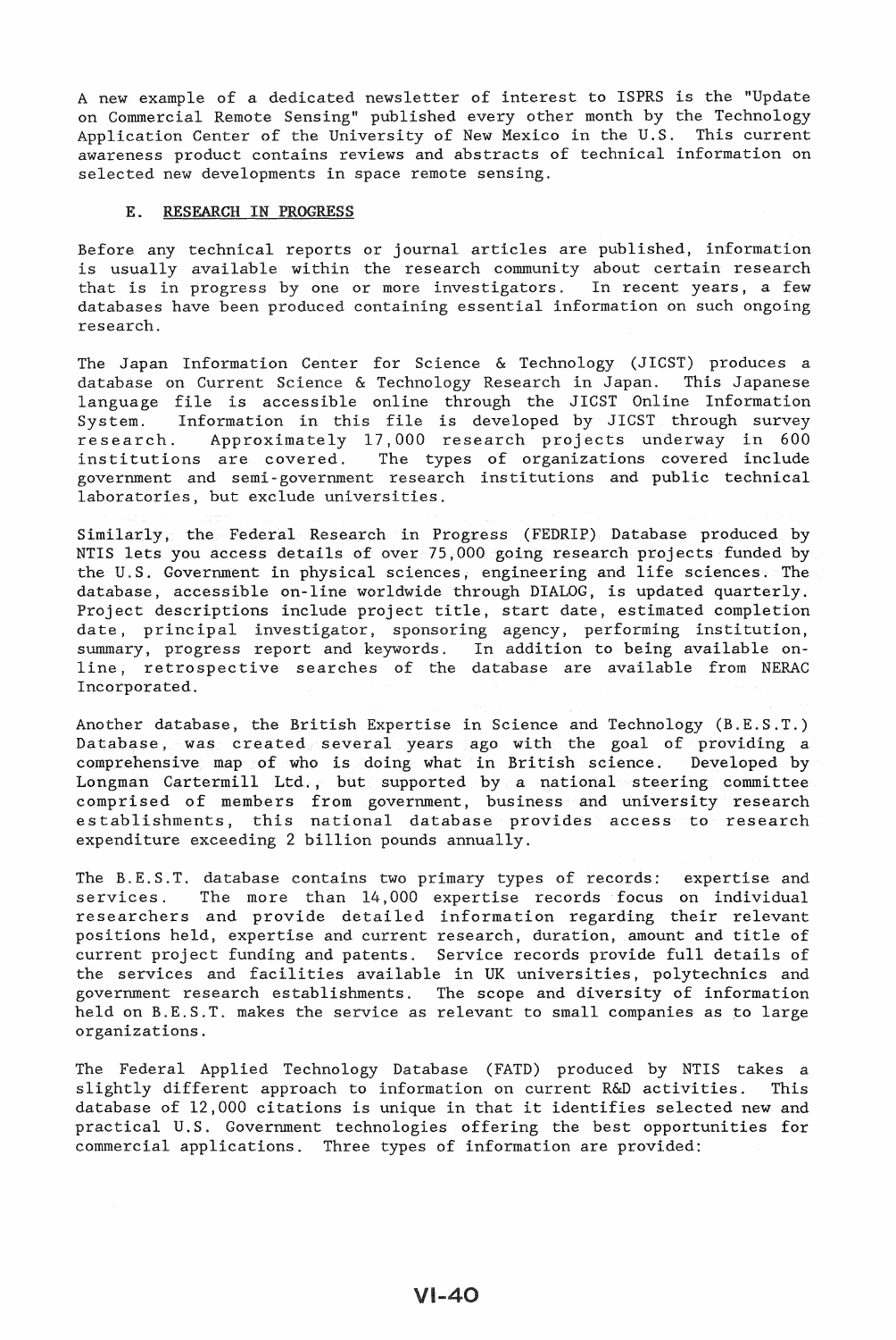A new example of a dedicated newsletter of interest to ISPRS is the "Update on Commercial Remote Sensing" published every other month by the Technology Application Center of the University of New Mexico in the U.S. This current awareness product contains reviews and abstracts of technical information on selected new developments in space remote sensing.

### E. RESEARCH IN PROGRESS

Before any technical reports or journal articles are published, information is usually available within the research community about certain research that is in progress by one or more investigators. In recent years, a few databases have been produced containing essential information on such ongoing research.

The Japan Information Center for Science & Technology (JICST) produces a database on Current Science & Technology Research in Japan. This Japanese language file is accessible online through the JICST Online Information System. Information in this file is developed by JICST through survey research. Approximately 17,000 research projects underway in 600 institutions are covered. The types of organizations covered include government and semi-government research institutions and public technical laboratories, but exclude universities.

Similarly, the Federal Research in Progress (FEDRIP) Database produced by NTIS lets you access details of over 75,000 going research projects funded by the U.S. Government in physical sciences, engineering and life sciences. The database, accessible on-line worldwide through DIALOG, is updated quarterly. Project descriptions include project title, start date, estimated completion date, principal investigator, sponsoring agency, performing institution, summary, progress report and keywords. In addition to being available on-line, retrospective searches of the database are available from NERAC Incorporated.

Another database, the British Expertise in Science and Technology (B.E.S.T.) Database, was created several years ago with the goal of providing a comprehensive map of who is doing what in British science. Developed by Longman Cartermill Ltd., but supported by a national steering committee comprised of members from government, business and university research establishments, this national database provides access to research expenditure exceeding 2 billion pounds annually.

The B.E.S.T. database contains two primary types of records: expertise and services. The more than 14,000 expertise records focus on individual researchers and provide detailed information regarding their relevant positions held, expertise and current research, duration, amount and title of current project funding and patents. Service records provide full details of the services and facilities available in UK universities, polytechnics and government research establishments. The scope and diversity of information held on B.E.S.T. makes the service as relevant to small companies as to large organizations.

The Federal Applied Technology Database (FATD) produced by NTIS takes a slightly different approach to information on current R&D activities. This database of 12,000 citations is unique in that it identifies selected new and practical U.S. Government technologies offering the best opportunities for commercial applications. Three types of information are provided: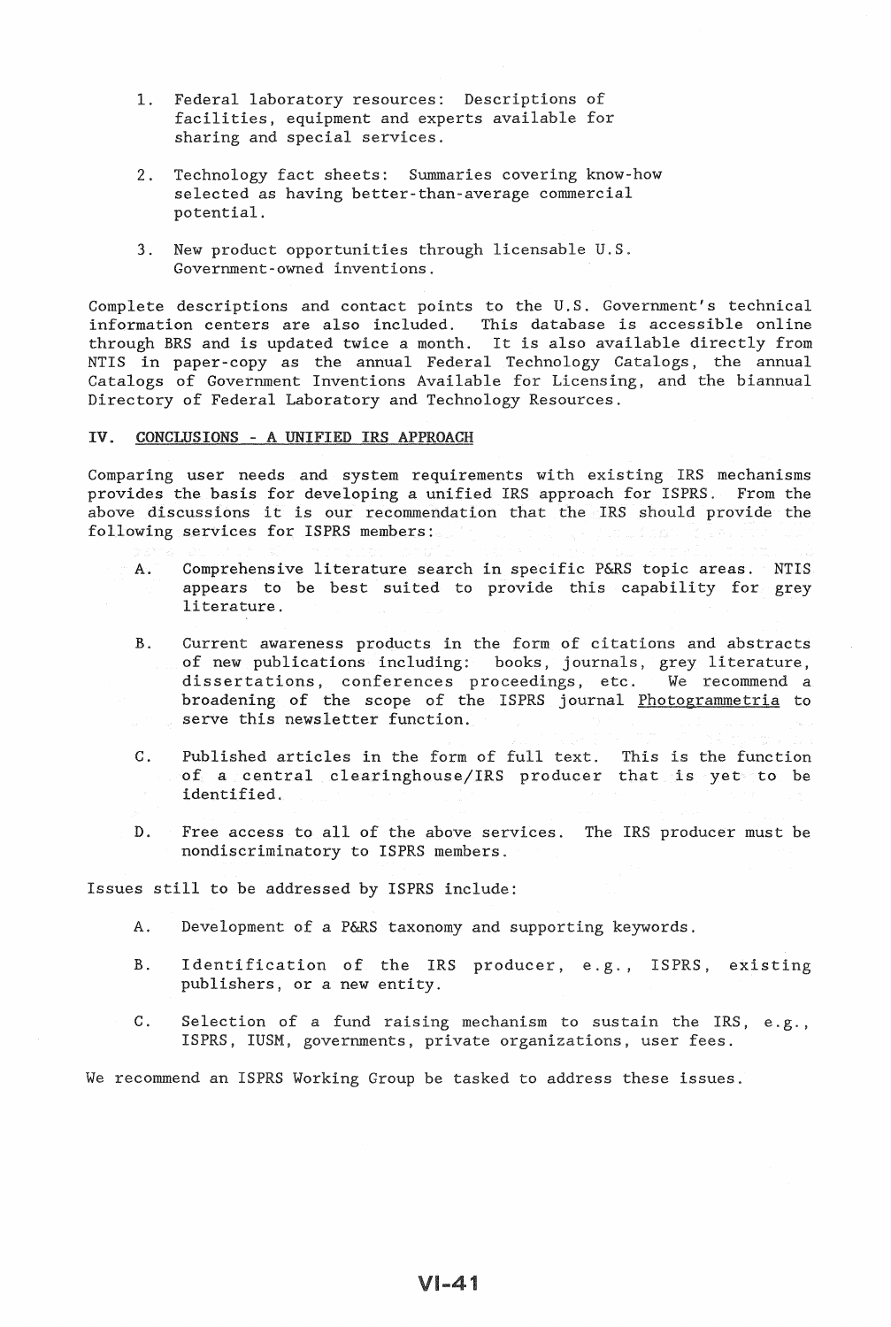1. Federal laboratory resources: Descriptions of facilities, equipment and experts available for sharing and special services.

2. Technology fact sheets: Summaries covering know-how selected as having better-than-average commercial potential.

3. New product opportunities through licensable U.S. Government-owned inventions.

Complete descriptions and contact points to the U.S. Government's technical information centers are also included. This database is accessible online through BRS and is updated twice a month. It is also available directly from NTIS in paper-copy as the annual Federal Technology Catalogs, the annual Catalogs of Government Inventions Available for Licensing, and the biannual Directory of Federal Laboratory and Technology Resources.

## IV. CONCLUSIONS - A UNIFIED IRS APPROACH

Comparing user needs and system requirements with existing IRS mechanisms provides the basis for developing a unified IRS approach for ISPRS. From the above discussions it is our recommendation that the IRS should provide the following services for ISPRS members:

A. Comprehensive literature search in specific P&RS topic areas. NTIS appears to be best suited to provide this capability for grey literature.

B. Current awareness products in the form of citations and abstracts of new publications including: books, journals, grey literature, dissertations, conferences proceedings, etc. We recommend a broadening of the scope of the ISPRS journal Photogrammetria to serve this newsletter function.

C. Published articles in the form of full text. This is the function of a central clearinghouse/IRS producer that is yet to be identified.

D. Free access to all of the above services. The IRS producer must be nondiscriminatory to ISPRS members.

Issues still to be addressed by ISPRS include:

A. Development of a P&RS taxonomy and supporting keywords.

B. Identification of the IRS producer, e.g., ISPRS, existing publishers, or a new entity.

C. Selection of a fund raising mechanism to sustain the IRS, e.g., ISPRS, IUSM, governments, private organizations, user fees.

We recommend an ISPRS Working Group be tasked to address these issues.